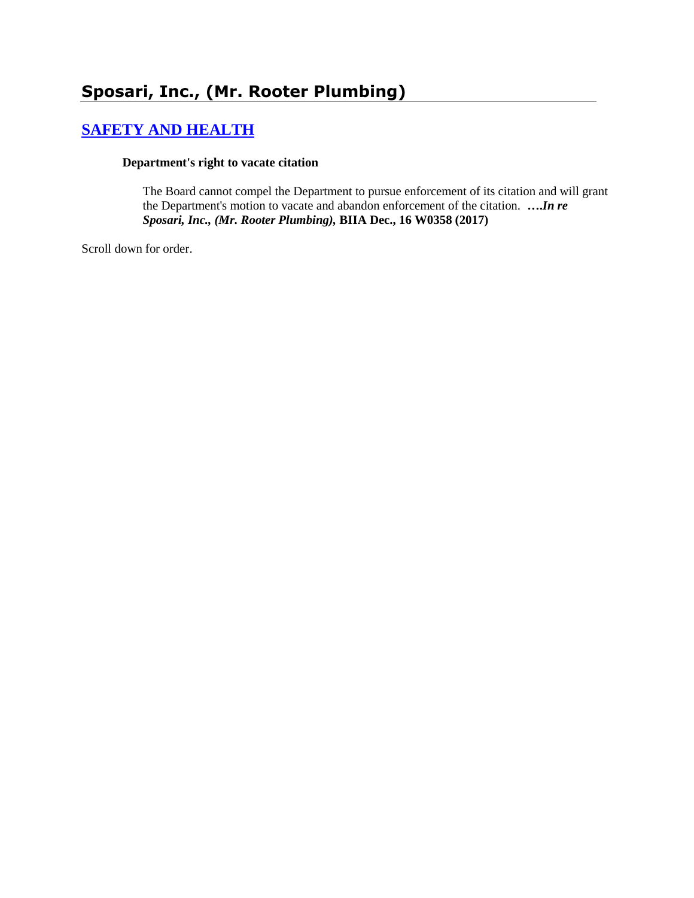# Sposari, Inc., (Mr. Rooter Plumbing)

## SAFETY AND HEALTH

**Department's right to vacate citation**

The Board cannot compel the Department to pursue enforcement of its citation and will grant the Department's motion to vacate and abandon enforcement of the citation. ***….In re Sposari, Inc., (Mr. Rooter Plumbing),* BIIA Dec., 16 W0358 (2017)**

Scroll down for order.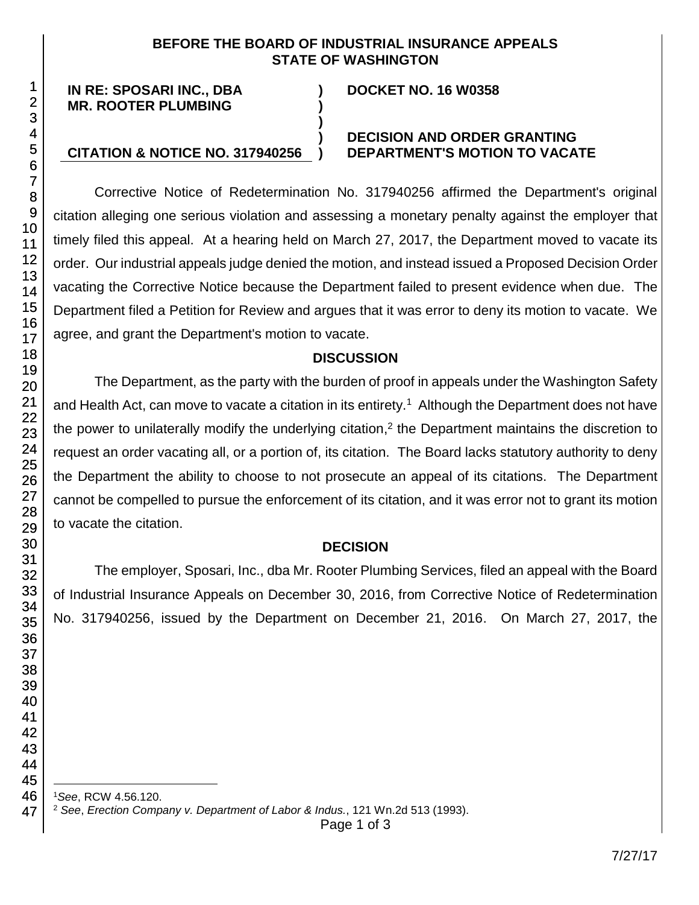**BEFORE THE BOARD OF INDUSTRIAL INSURANCE APPEALS**
**STATE OF WASHINGTON**

| | | |
|---|---|---|
| **IN RE: SPOSARI INC., DBA MR. ROOTER PLUMBING** | **)** | **DOCKET NO. 16 W0358** |
| | **)** | |
| **CITATION & NOTICE NO. 317940256** | **)** | **DECISION AND ORDER GRANTING DEPARTMENT'S MOTION TO VACATE** |

Corrective Notice of Redetermination No. 317940256 affirmed the Department's original citation alleging one serious violation and assessing a monetary penalty against the employer that timely filed this appeal. At a hearing held on March 27, 2017, the Department moved to vacate its order. Our industrial appeals judge denied the motion, and instead issued a Proposed Decision Order vacating the Corrective Notice because the Department failed to present evidence when due. The Department filed a Petition for Review and argues that it was error to deny its motion to vacate. We agree, and grant the Department's motion to vacate.

## DISCUSSION

The Department, as the party with the burden of proof in appeals under the Washington Safety and Health Act, can move to vacate a citation in its entirety.[1] Although the Department does not have the power to unilaterally modify the underlying citation,[2] the Department maintains the discretion to request an order vacating all, or a portion of, its citation. The Board lacks statutory authority to deny the Department the ability to choose to not prosecute an appeal of its citations. The Department cannot be compelled to pursue the enforcement of its citation, and it was error not to grant its motion to vacate the citation.

## DECISION

The employer, Sposari, Inc., dba Mr. Rooter Plumbing Services, filed an appeal with the Board of Industrial Insurance Appeals on December 30, 2016, from Corrective Notice of Redetermination No. 317940256, issued by the Department on December 21, 2016. On March 27, 2017, the

---

[1] *See*, RCW 4.56.120.

[2] *See*, *Erection Company v. Department of Labor & Indus.*, 121 Wn.2d 513 (1993).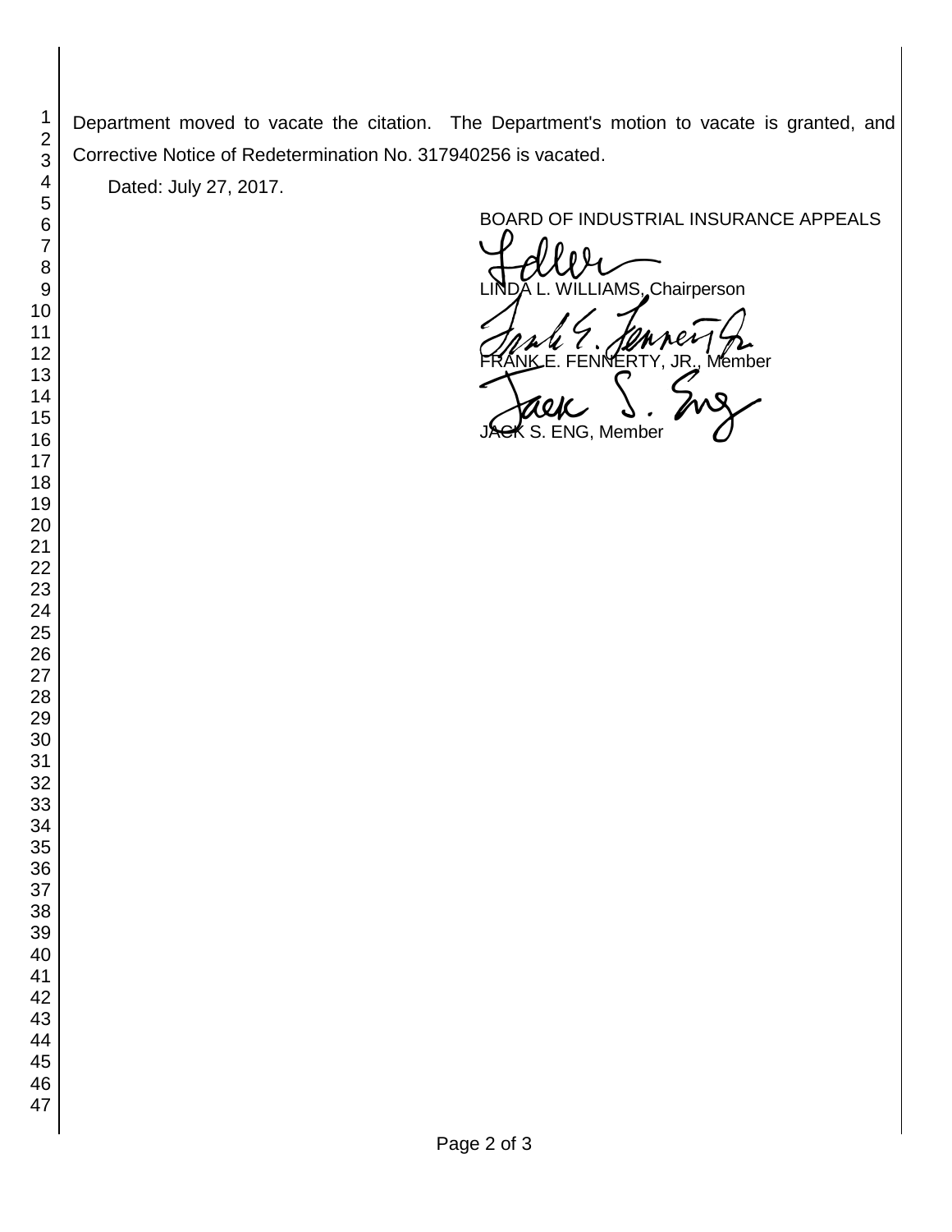Department moved to vacate the citation. The Department's motion to vacate is granted, and Corrective Notice of Redetermination No. 317940256 is vacated.

Dated: July 27, 2017.

BOARD OF INDUSTRIAL INSURANCE APPEALS

LINDA L. WILLIAMS, Chairperson

FRANK E. FENNERTY, JR., Member

JACK S. ENG, Member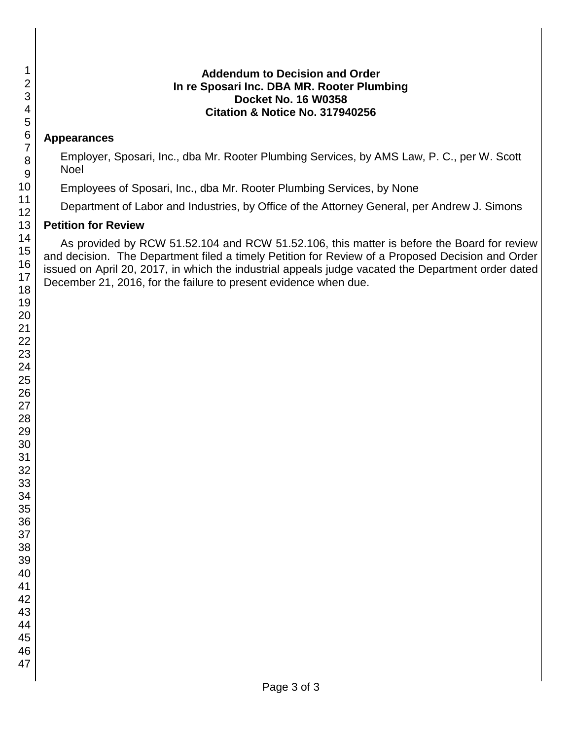**Addendum to Decision and Order**
**In re Sposari Inc. DBA MR. Rooter Plumbing**
**Docket No. 16 W0358**
**Citation & Notice No. 317940256**

## Appearances

Employer, Sposari, Inc., dba Mr. Rooter Plumbing Services, by AMS Law, P. C., per W. Scott Noel

Employees of Sposari, Inc., dba Mr. Rooter Plumbing Services, by None

Department of Labor and Industries, by Office of the Attorney General, per Andrew J. Simons

## Petition for Review

As provided by RCW 51.52.104 and RCW 51.52.106, this matter is before the Board for review and decision. The Department filed a timely Petition for Review of a Proposed Decision and Order issued on April 20, 2017, in which the industrial appeals judge vacated the Department order dated December 21, 2016, for the failure to present evidence when due.